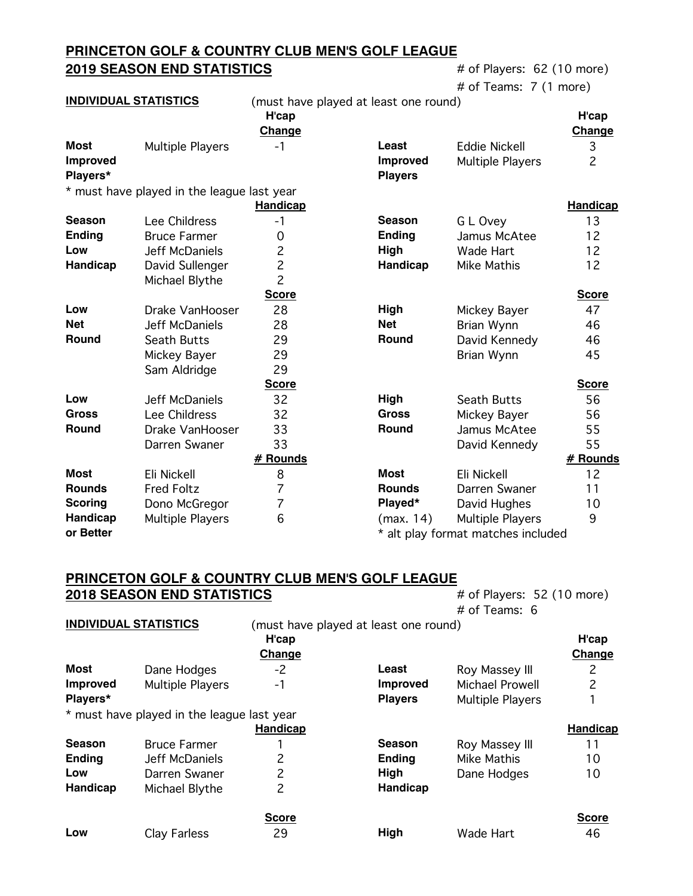## PRINCETON GOLF & COUNTRY CLUB MEN'S GOLF LEAGUE

## 2019 SEASON END STATISTICS

\# of Players: 62 (10 more)

\# of Teams: 7 (1 more)

**INDIVIDUAL STATISTICS** (must have played at least one round)

| | | H'cap Change | | | H'cap Change |
|---|---|---|---|---|---|
| **Most Improved Players*** | Multiple Players | -1 | **Least Improved Players** | Eddie Nickell | 3 |
| | | | | Multiple Players | 2 |

\* must have played in the league last year

| | | Handicap | | | Handicap |
|---|---|---|---|---|---|
| **Season Ending Low Handicap** | Lee Childress | -1 | **Season Ending High Handicap** | G L Ovey | 13 |
| | Bruce Farmer | 0 | | Jamus McAtee | 12 |
| | Jeff McDaniels | 2 | | Wade Hart | 12 |
| | David Sullenger | 2 | | Mike Mathis | 12 |
| | Michael Blythe | 2 | | | |

| | | Score | | | Score |
|---|---|---|---|---|---|
| **Low Net Round** | Drake VanHooser | 28 | **High Net Round** | Mickey Bayer | 47 |
| | Jeff McDaniels | 28 | | Brian Wynn | 46 |
| | Seath Butts | 29 | | David Kennedy | 46 |
| | Mickey Bayer | 29 | | Brian Wynn | 45 |
| | Sam Aldridge | 29 | | | |

| | | Score | | | Score |
|---|---|---|---|---|---|
| **Low Gross Round** | Jeff McDaniels | 32 | **High Gross Round** | Seath Butts | 56 |
| | Lee Childress | 32 | | Mickey Bayer | 56 |
| | Drake VanHooser | 33 | | Jamus McAtee | 55 |
| | Darren Swaner | 33 | | David Kennedy | 55 |

| | | # Rounds | | | # Rounds |
|---|---|---|---|---|---|
| **Most Rounds Scoring Handicap or Better** | Eli Nickell | 8 | **Most Rounds Played*** (max. 14) | Eli Nickell | 12 |
| | Fred Foltz | 7 | | Darren Swaner | 11 |
| | Dono McGregor | 7 | | David Hughes | 10 |
| | Multiple Players | 6 | | Multiple Players | 9 |

\* alt play format matches included

## PRINCETON GOLF & COUNTRY CLUB MEN'S GOLF LEAGUE

## 2018 SEASON END STATISTICS

\# of Players: 52 (10 more)

\# of Teams: 6

**INDIVIDUAL STATISTICS** (must have played at least one round)

| | | H'cap Change | | | H'cap Change |
|---|---|---|---|---|---|
| **Most Improved Players*** | Dane Hodges | -2 | **Least Improved Players** | Roy Massey III | 2 |
| | Multiple Players | -1 | | Michael Prowell | 2 |
| | | | | Multiple Players | 1 |

\* must have played in the league last year

| | | Handicap | | | Handicap |
|---|---|---|---|---|---|
| **Season Ending Low Handicap** | Bruce Farmer | 1 | **Season Ending High Handicap** | Roy Massey III | 11 |
| | Jeff McDaniels | 2 | | Mike Mathis | 10 |
| | Darren Swaner | 2 | | Dane Hodges | 10 |
| | Michael Blythe | 2 | | | |

| | | Score | | | Score |
|---|---|---|---|---|---|
| **Low** | Clay Farless | 29 | **High** | Wade Hart | 46 |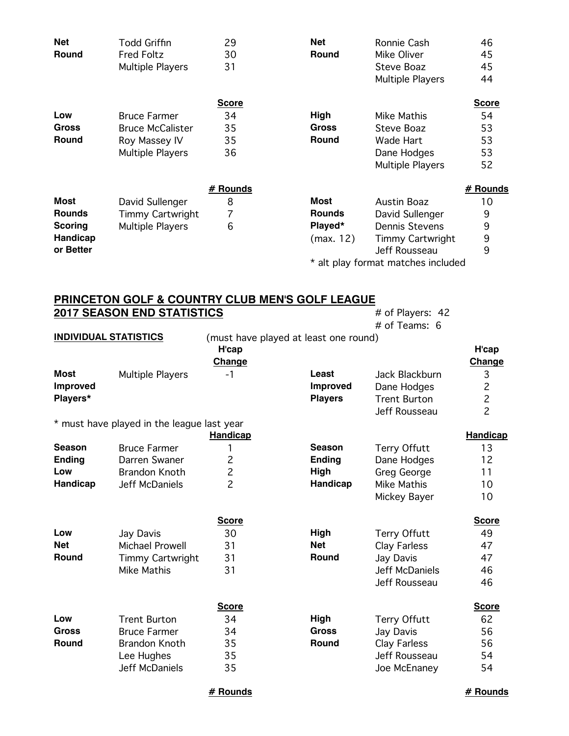| | | | | | |
|---|---|---|---|---|---|
| **Net Round** | Todd Griffin | 29 | **Net Round** | Ronnie Cash | 46 |
| | Fred Foltz | 30 | | Mike Oliver | 45 |
| | Multiple Players | 31 | | Steve Boaz | 45 |
| | | | | Multiple Players | 44 |

| | | Score | | | Score |
|---|---|---|---|---|---|
| **Low Gross Round** | Bruce Farmer | 34 | **High Gross Round** | Mike Mathis | 54 |
| | Bruce McCalister | 35 | | Steve Boaz | 53 |
| | Roy Massey IV | 35 | | Wade Hart | 53 |
| | Multiple Players | 36 | | Dane Hodges | 53 |
| | | | | Multiple Players | 52 |

| | | # Rounds | | | # Rounds |
|---|---|---|---|---|---|
| **Most Rounds Scoring Handicap or Better** | David Sullenger | 8 | **Most Rounds Played*** (max. 12) | Austin Boaz | 10 |
| | Timmy Cartwright | 7 | | David Sullenger | 9 |
| | Multiple Players | 6 | | Dennis Stevens | 9 |
| | | | | Timmy Cartwright | 9 |
| | | | | Jeff Rousseau | 9 |

* alt play format matches included

## PRINCETON GOLF & COUNTRY CLUB MEN'S GOLF LEAGUE
## 2017 SEASON END STATISTICS

# of Players: 42
# of Teams: 6

**INDIVIDUAL STATISTICS** (must have played at least one round)

| | | H'cap Change | | | H'cap Change |
|---|---|---|---|---|---|
| **Most Improved Players*** | Multiple Players | -1 | **Least Improved Players** | Jack Blackburn | 3 |
| | | | | Dane Hodges | 2 |
| | | | | Trent Burton | 2 |
| | | | | Jeff Rousseau | 2 |

* must have played in the league last year

| | | Handicap | | | Handicap |
|---|---|---|---|---|---|
| **Season Ending Low Handicap** | Bruce Farmer | 1 | **Season Ending High Handicap** | Terry Offutt | 13 |
| | Darren Swaner | 2 | | Dane Hodges | 12 |
| | Brandon Knoth | 2 | | Greg George | 11 |
| | Jeff McDaniels | 2 | | Mike Mathis | 10 |
| | | | | Mickey Bayer | 10 |

| | | Score | | | Score |
|---|---|---|---|---|---|
| **Low Net Round** | Jay Davis | 30 | **High Net Round** | Terry Offutt | 49 |
| | Michael Prowell | 31 | | Clay Farless | 47 |
| | Timmy Cartwright | 31 | | Jay Davis | 47 |
| | Mike Mathis | 31 | | Jeff McDaniels | 46 |
| | | | | Jeff Rousseau | 46 |

| | | Score | | | Score |
|---|---|---|---|---|---|
| **Low Gross Round** | Trent Burton | 34 | **High Gross Round** | Terry Offutt | 62 |
| | Bruce Farmer | 34 | | Jay Davis | 56 |
| | Brandon Knoth | 35 | | Clay Farless | 56 |
| | Lee Hughes | 35 | | Jeff Rousseau | 54 |
| | Jeff McDaniels | 35 | | Joe McEnaney | 54 |

| | | # Rounds | | | # Rounds |
|---|---|---|---|---|---|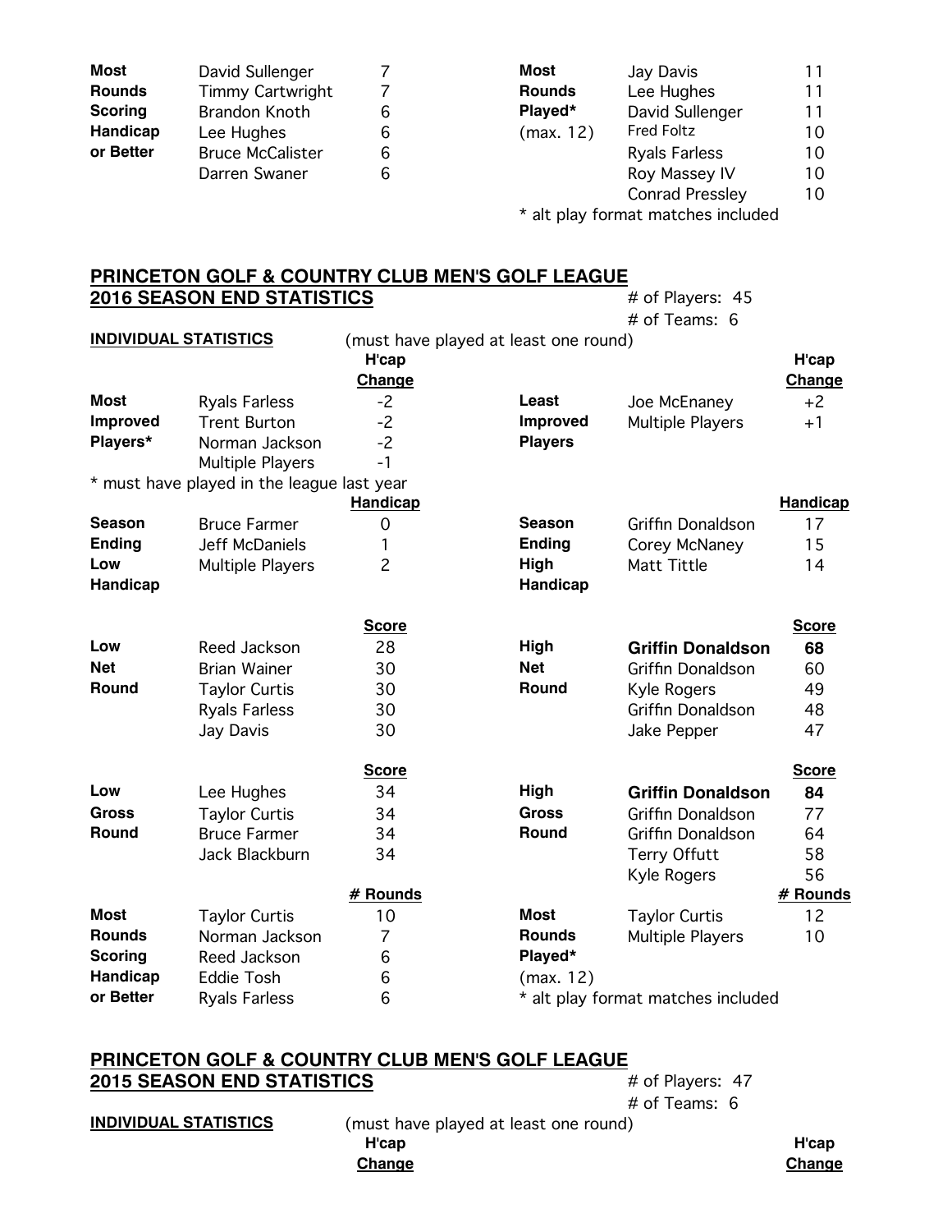| | | | | | |
|---|---|---|---|---|---|
| **Most Rounds Scoring Handicap or Better** | David Sullenger | 7 | **Most Rounds Played*** (max. 12) | Jay Davis | 11 |
| | Timmy Cartwright | 7 | | Lee Hughes | 11 |
| | Brandon Knoth | 6 | | David Sullenger | 11 |
| | Lee Hughes | 6 | | Fred Foltz | 10 |
| | Bruce McCalister | 6 | | Ryals Farless | 10 |
| | Darren Swaner | 6 | | Roy Massey IV | 10 |
| | | | | Conrad Pressley | 10 |

* alt play format matches included

## PRINCETON GOLF & COUNTRY CLUB MEN'S GOLF LEAGUE
## 2016 SEASON END STATISTICS

\# of Players: 45
\# of Teams: 6

**INDIVIDUAL STATISTICS** (must have played at least one round)

| | | **H'cap Change** | | | **H'cap Change** |
|---|---|---|---|---|---|
| **Most Improved Players*** | Ryals Farless | -2 | **Least Improved Players** | Joe McEnaney | +2 |
| | Trent Burton | -2 | | Multiple Players | +1 |
| | Norman Jackson | -2 | | | |
| | Multiple Players | -1 | | | |

* must have played in the league last year

| | | **Handicap** | | | **Handicap** |
|---|---|---|---|---|---|
| **Season Ending Low Handicap** | Bruce Farmer | 0 | **Season Ending High Handicap** | Griffin Donaldson | 17 |
| | Jeff McDaniels | 1 | | Corey McNaney | 15 |
| | Multiple Players | 2 | | Matt Tittle | 14 |

| | | **Score** | | | **Score** |
|---|---|---|---|---|---|
| **Low Net Round** | Reed Jackson | 28 | **High Net Round** | **Griffin Donaldson** | **68** |
| | Brian Wainer | 30 | | Griffin Donaldson | 60 |
| | Taylor Curtis | 30 | | Kyle Rogers | 49 |
| | Ryals Farless | 30 | | Griffin Donaldson | 48 |
| | Jay Davis | 30 | | Jake Pepper | 47 |

| | | **Score** | | | **Score** |
|---|---|---|---|---|---|
| **Low Gross Round** | Lee Hughes | 34 | **High Gross Round** | **Griffin Donaldson** | **84** |
| | Taylor Curtis | 34 | | Griffin Donaldson | 77 |
| | Bruce Farmer | 34 | | Griffin Donaldson | 64 |
| | Jack Blackburn | 34 | | Terry Offutt | 58 |
| | | | | Kyle Rogers | 56 |

| | | **# Rounds** | | | **# Rounds** |
|---|---|---|---|---|---|
| **Most Rounds Scoring Handicap or Better** | Taylor Curtis | 10 | **Most Rounds Played*** (max. 12) | Taylor Curtis | 12 |
| | Norman Jackson | 7 | | Multiple Players | 10 |
| | Reed Jackson | 6 | | | |
| | Eddie Tosh | 6 | | | |
| | Ryals Farless | 6 | | | |

* alt play format matches included

## PRINCETON GOLF & COUNTRY CLUB MEN'S GOLF LEAGUE
## 2015 SEASON END STATISTICS

\# of Players: 47
\# of Teams: 6

**INDIVIDUAL STATISTICS** (must have played at least one round)

| | | **H'cap Change** | | | **H'cap Change** |
|---|---|---|---|---|---|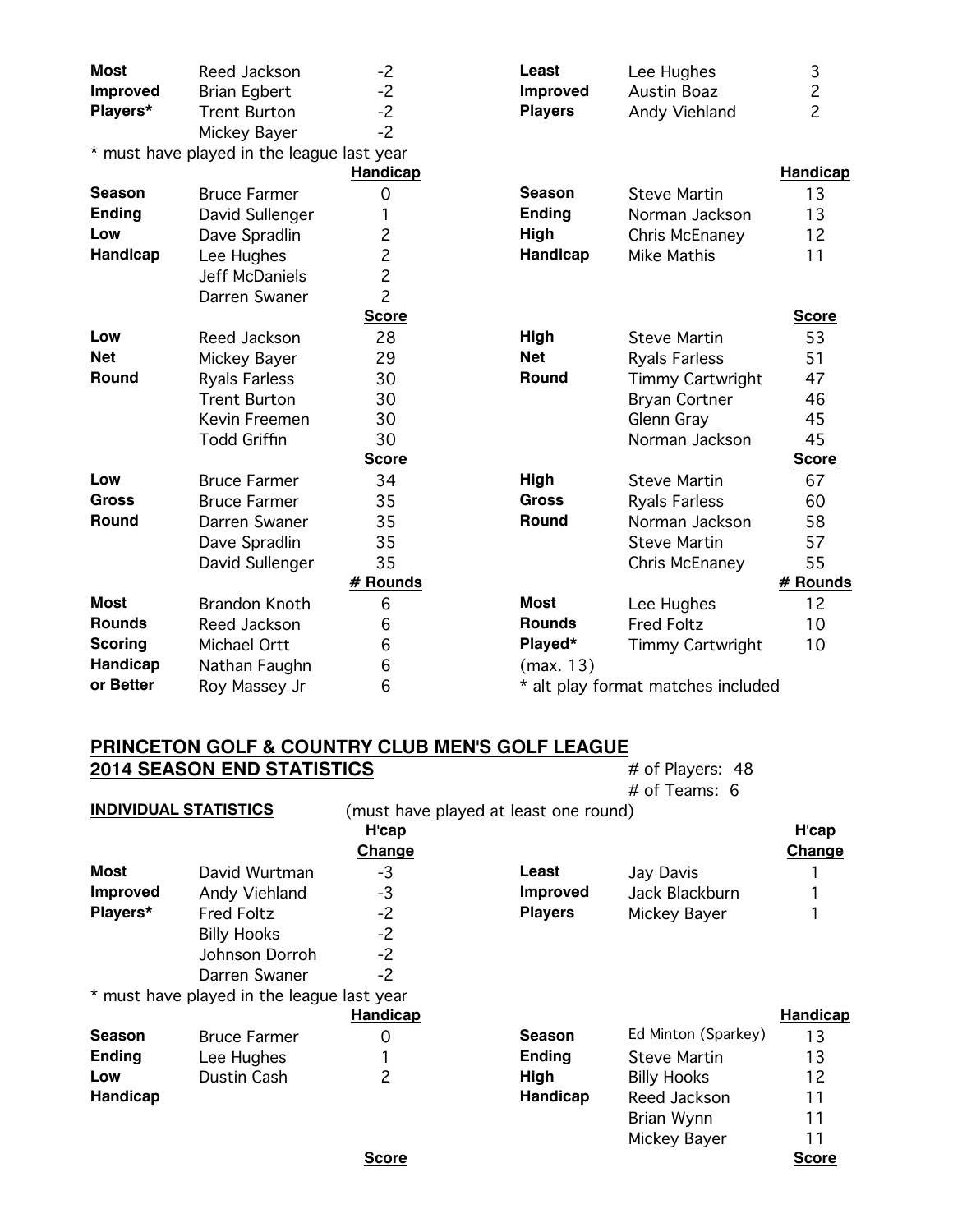| | | | | | |
|---|---|---|---|---|---|
| **Most Improved Players*** | Reed Jackson | -2 | **Least Improved Players** | Lee Hughes | 3 |
| | Brian Egbert | -2 | | Austin Boaz | 2 |
| | Trent Burton | -2 | | Andy Viehland | 2 |
| | Mickey Bayer | -2 | | | |

\* must have played in the league last year

| | | Handicap | | | Handicap |
|---|---|---|---|---|---|
| **Season Ending Low Handicap** | Bruce Farmer | 0 | **Season Ending High Handicap** | Steve Martin | 13 |
| | David Sullenger | 1 | | Norman Jackson | 13 |
| | Dave Spradlin | 2 | | Chris McEnaney | 12 |
| | Lee Hughes | 2 | | Mike Mathis | 11 |
| | Jeff McDaniels | 2 | | | |
| | Darren Swaner | 2 | | | |

| | | Score | | | Score |
|---|---|---|---|---|---|
| **Low Net Round** | Reed Jackson | 28 | **High Net Round** | Steve Martin | 53 |
| | Mickey Bayer | 29 | | Ryals Farless | 51 |
| | Ryals Farless | 30 | | Timmy Cartwright | 47 |
| | Trent Burton | 30 | | Bryan Cortner | 46 |
| | Kevin Freemen | 30 | | Glenn Gray | 45 |
| | Todd Griffin | 30 | | Norman Jackson | 45 |

| | | Score | | | Score |
|---|---|---|---|---|---|
| **Low Gross Round** | Bruce Farmer | 34 | **High Gross Round** | Steve Martin | 67 |
| | Bruce Farmer | 35 | | Ryals Farless | 60 |
| | Darren Swaner | 35 | | Norman Jackson | 58 |
| | Dave Spradlin | 35 | | Steve Martin | 57 |
| | David Sullenger | 35 | | Chris McEnaney | 55 |

| | | # Rounds | | | # Rounds |
|---|---|---|---|---|---|
| **Most Rounds Scoring Handicap or Better** | Brandon Knoth | 6 | **Most Rounds Played*** (max. 13) | Lee Hughes | 12 |
| | Reed Jackson | 6 | | Fred Foltz | 10 |
| | Michael Ortt | 6 | | Timmy Cartwright | 10 |
| | Nathan Faughn | 6 | | | |
| | Roy Massey Jr | 6 | | | |

\* alt play format matches included

## PRINCETON GOLF & COUNTRY CLUB MEN'S GOLF LEAGUE
## 2014 SEASON END STATISTICS

\# of Players: 48
\# of Teams: 6

**INDIVIDUAL STATISTICS** (must have played at least one round)

| | | H'cap Change | | | H'cap Change |
|---|---|---|---|---|---|
| **Most Improved Players*** | David Wurtman | -3 | **Least Improved Players** | Jay Davis | 1 |
| | Andy Viehland | -3 | | Jack Blackburn | 1 |
| | Fred Foltz | -2 | | Mickey Bayer | 1 |
| | Billy Hooks | -2 | | | |
| | Johnson Dorroh | -2 | | | |
| | Darren Swaner | -2 | | | |

\* must have played in the league last year

| | | Handicap | | | Handicap |
|---|---|---|---|---|---|
| **Season Ending Low Handicap** | Bruce Farmer | 0 | **Season Ending High Handicap** | Ed Minton (Sparkey) | 13 |
| | Lee Hughes | 1 | | Steve Martin | 13 |
| | Dustin Cash | 2 | | Billy Hooks | 12 |
| | | | | Reed Jackson | 11 |
| | | | | Brian Wynn | 11 |
| | | | | Mickey Bayer | 11 |

| | | Score | | | Score |
|---|---|---|---|---|---|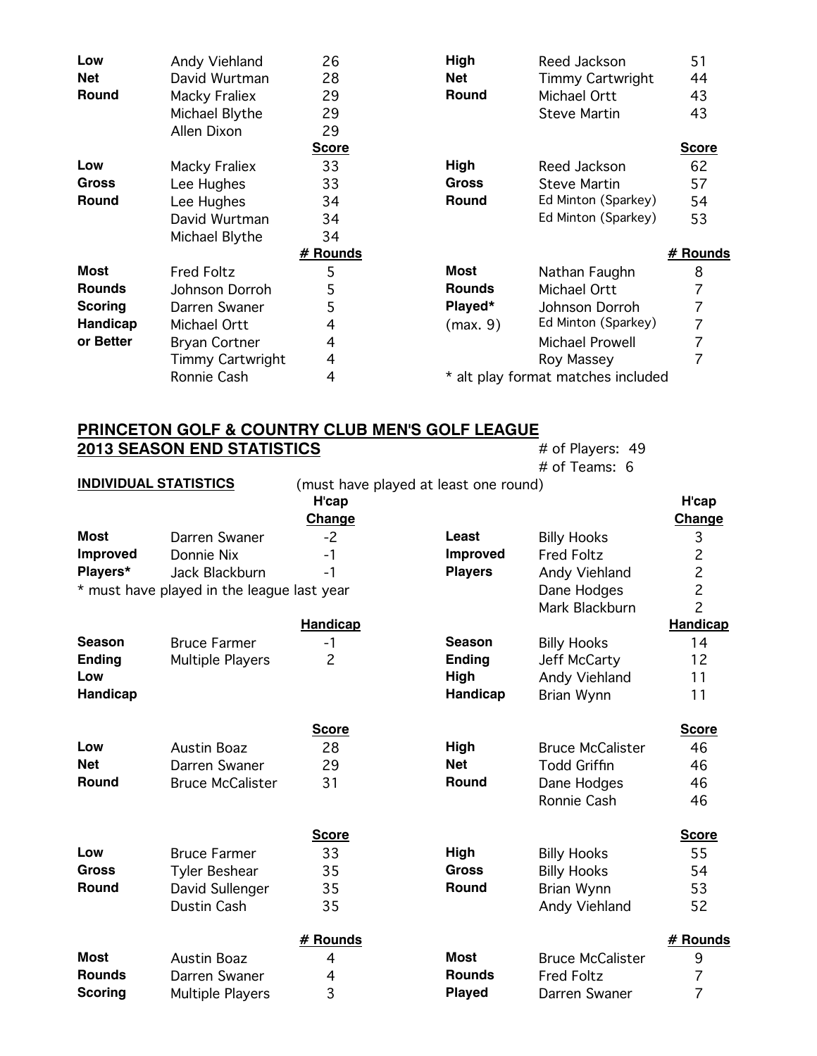| | | | | | |
|---|---|---|---|---|---|
| **Low Net Round** | Andy Viehland | 26 | **High Net Round** | Reed Jackson | 51 |
| | David Wurtman | 28 | | Timmy Cartwright | 44 |
| | Macky Fraliex | 29 | | Michael Ortt | 43 |
| | Michael Blythe | 29 | | Steve Martin | 43 |
| | Allen Dixon | 29 | | | |
| | | **Score** | | | **Score** |
| **Low Gross Round** | Macky Fraliex | 33 | **High Gross Round** | Reed Jackson | 62 |
| | Lee Hughes | 33 | | Steve Martin | 57 |
| | Lee Hughes | 34 | | Ed Minton (Sparkey) | 54 |
| | David Wurtman | 34 | | Ed Minton (Sparkey) | 53 |
| | Michael Blythe | 34 | | | |
| | | **# Rounds** | | | **# Rounds** |
| **Most Rounds Scoring Handicap or Better** | Fred Foltz | 5 | **Most Rounds Played* (max. 9)** | Nathan Faughn | 8 |
| | Johnson Dorroh | 5 | | Michael Ortt | 7 |
| | Darren Swaner | 5 | | Johnson Dorroh | 7 |
| | Michael Ortt | 4 | | Ed Minton (Sparkey) | 7 |
| | Bryan Cortner | 4 | | Michael Prowell | 7 |
| | Timmy Cartwright | 4 | | Roy Massey | 7 |
| | Ronnie Cash | 4 | | | |

\* alt play format matches included

## PRINCETON GOLF & COUNTRY CLUB MEN'S GOLF LEAGUE
## 2013 SEASON END STATISTICS

# of Players: 49
# of Teams: 6

**INDIVIDUAL STATISTICS** (must have played at least one round)

| | | **H'cap Change** | | | **H'cap Change** |
|---|---|---|---|---|---|
| **Most Improved Players*** | Darren Swaner | -2 | **Least Improved Players** | Billy Hooks | 3 |
| | Donnie Nix | -1 | | Fred Foltz | 2 |
| | Jack Blackburn | -1 | | Andy Viehland | 2 |
| | | | | Dane Hodges | 2 |
| | | | | Mark Blackburn | 2 |

\* must have played in the league last year

| | | | | | |
|---|---|---|---|---|---|
| | | **Handicap** | | | **Handicap** |
| **Season Ending Low Handicap** | Bruce Farmer | -1 | **Season Ending High Handicap** | Billy Hooks | 14 |
| | Multiple Players | 2 | | Jeff McCarty | 12 |
| | | | | Andy Viehland | 11 |
| | | | | Brian Wynn | 11 |
| | | **Score** | | | **Score** |
| **Low Net Round** | Austin Boaz | 28 | **High Net Round** | Bruce McCalister | 46 |
| | Darren Swaner | 29 | | Todd Griffin | 46 |
| | Bruce McCalister | 31 | | Dane Hodges | 46 |
| | | | | Ronnie Cash | 46 |
| | | **Score** | | | **Score** |
| **Low Gross Round** | Bruce Farmer | 33 | **High Gross Round** | Billy Hooks | 55 |
| | Tyler Beshear | 35 | | Billy Hooks | 54 |
| | David Sullenger | 35 | | Brian Wynn | 53 |
| | Dustin Cash | 35 | | Andy Viehland | 52 |
| | | **# Rounds** | | | **# Rounds** |
| **Most Rounds Scoring** | Austin Boaz | 4 | **Most Rounds Played** | Bruce McCalister | 9 |
| | Darren Swaner | 4 | | Fred Foltz | 7 |
| | Multiple Players | 3 | | Darren Swaner | 7 |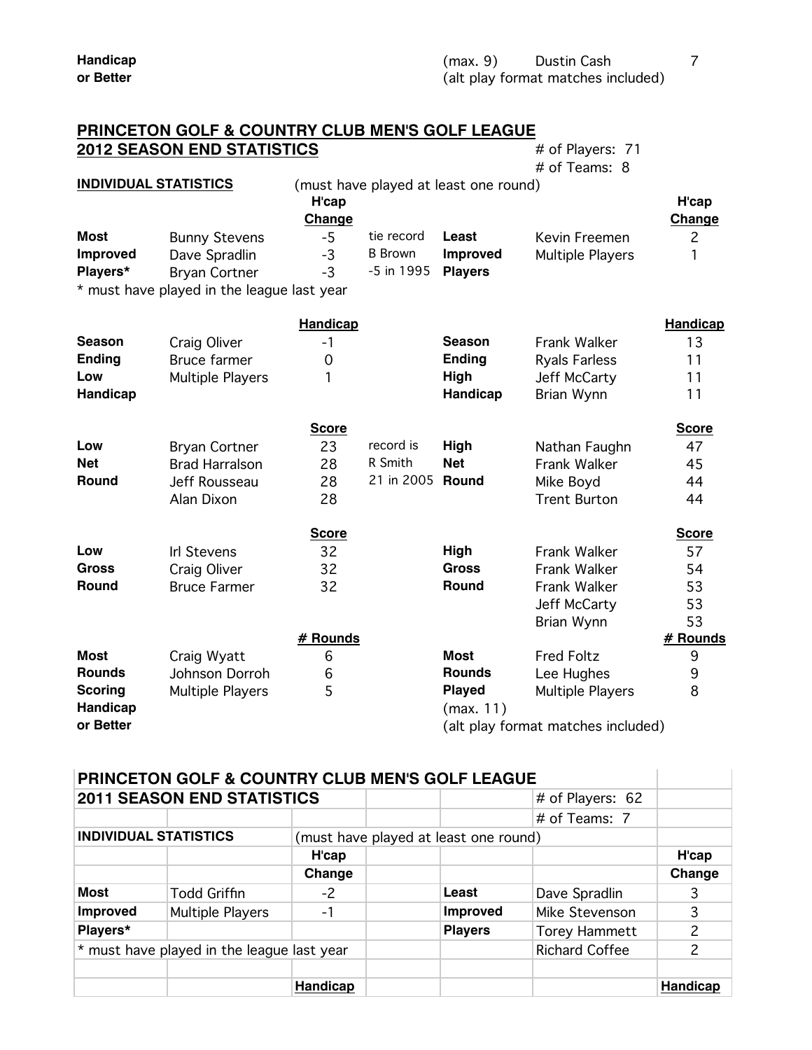| | | | | | | |
|---|---|---|---|---|---|---|
| **Handicap or Better** | | | | (max. 9) (alt play format matches included) | Dustin Cash | 7 |

## PRINCETON GOLF & COUNTRY CLUB MEN'S GOLF LEAGUE
## 2012 SEASON END STATISTICS

# of Players: 71
# of Teams: 8

**INDIVIDUAL STATISTICS** (must have played at least one round)

| | | H'cap Change | | | | H'cap Change |
|---|---|---|---|---|---|---|
| **Most Improved Players*** | Bunny Stevens | -5 | tie record | **Least Improved Players** | Kevin Freemen | 2 |
| | Dave Spradlin | -3 | B Brown | | Multiple Players | 1 |
| | Bryan Cortner | -3 | -5 in 1995 | | | |

* must have played in the league last year

| | | Handicap | | | | Handicap |
|---|---|---|---|---|---|---|
| **Season Ending Low Handicap** | Craig Oliver | -1 | | **Season Ending High Handicap** | Frank Walker | 13 |
| | Bruce farmer | 0 | | | Ryals Farless | 11 |
| | Multiple Players | 1 | | | Jeff McCarty | 11 |
| | | | | | Brian Wynn | 11 |

| | | Score | | | | Score |
|---|---|---|---|---|---|---|
| **Low Net Round** | Bryan Cortner | 23 | record is | **High Net Round** | Nathan Faughn | 47 |
| | Brad Harralson | 28 | R Smith | | Frank Walker | 45 |
| | Jeff Rousseau | 28 | 21 in 2005 | | Mike Boyd | 44 |
| | Alan Dixon | 28 | | | Trent Burton | 44 |

| | | Score | | | | Score |
|---|---|---|---|---|---|---|
| **Low Gross Round** | Irl Stevens | 32 | | **High Gross Round** | Frank Walker | 57 |
| | Craig Oliver | 32 | | | Frank Walker | 54 |
| | Bruce Farmer | 32 | | | Frank Walker | 53 |
| | | | | | Jeff McCarty | 53 |
| | | | | | Brian Wynn | 53 |

| | | # Rounds | | | | # Rounds |
|---|---|---|---|---|---|---|
| **Most Rounds Scoring Handicap or Better** | Craig Wyatt | 6 | | **Most Rounds Played** | Fred Foltz | 9 |
| | Johnson Dorroh | 6 | | | Lee Hughes | 9 |
| | Multiple Players | 5 | | | Multiple Players | 8 |
| | | | | (max. 11) (alt play format matches included) | | |

## PRINCETON GOLF & COUNTRY CLUB MEN'S GOLF LEAGUE
## 2011 SEASON END STATISTICS

# of Players: 62
# of Teams: 7

**INDIVIDUAL STATISTICS** (must have played at least one round)

| | | H'cap Change | | | | H'cap Change |
|---|---|---|---|---|---|---|
| **Most Improved Players*** | Todd Griffin | -2 | | **Least Improved Players** | Dave Spradlin | 3 |
| | Multiple Players | -1 | | | Mike Stevenson | 3 |
| | | | | | Torey Hammett | 2 |
| * must have played in the league last year | | | | | Richard Coffee | 2 |
| | | | | | | |
| | | **Handicap** | | | | **Handicap** |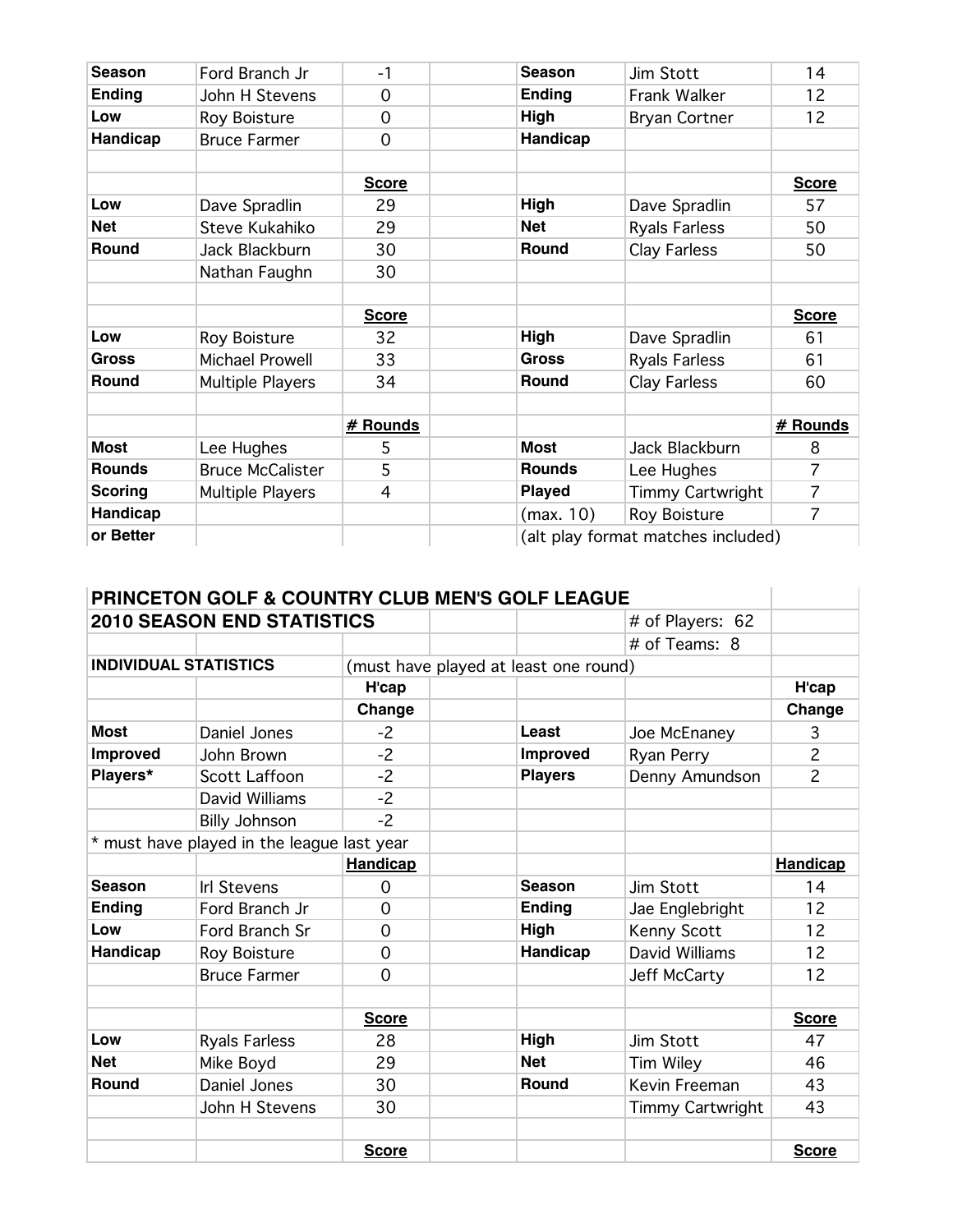| | | | | | | |
|---|---|---|---|---|---|---|
| **Season** | Ford Branch Jr | -1 | | **Season** | Jim Stott | 14 |
| **Ending** | John H Stevens | 0 | | **Ending** | Frank Walker | 12 |
| **Low** | Roy Boisture | 0 | | **High** | Bryan Cortner | 12 |
| **Handicap** | Bruce Farmer | 0 | | **Handicap** | | |
| | | | | | | |
| | | **Score** | | | | **Score** |
| **Low** | Dave Spradlin | 29 | | **High** | Dave Spradlin | 57 |
| **Net** | Steve Kukahiko | 29 | | **Net** | Ryals Farless | 50 |
| **Round** | Jack Blackburn | 30 | | **Round** | Clay Farless | 50 |
| | Nathan Faughn | 30 | | | | |
| | | | | | | |
| | | **Score** | | | | **Score** |
| **Low** | Roy Boisture | 32 | | **High** | Dave Spradlin | 61 |
| **Gross** | Michael Prowell | 33 | | **Gross** | Ryals Farless | 61 |
| **Round** | Multiple Players | 34 | | **Round** | Clay Farless | 60 |
| | | | | | | |
| | | **# Rounds** | | | | **# Rounds** |
| **Most** | Lee Hughes | 5 | | **Most** | Jack Blackburn | 8 |
| **Rounds** | Bruce McCalister | 5 | | **Rounds** | Lee Hughes | 7 |
| **Scoring** | Multiple Players | 4 | | **Played** | Timmy Cartwright | 7 |
| **Handicap** | | | | (max. 10) | Roy Boisture | 7 |
| **or Better** | | | | (alt play format matches included) | | |

## PRINCETON GOLF & COUNTRY CLUB MEN'S GOLF LEAGUE

## 2010 SEASON END STATISTICS

\# of Players: 62

\# of Teams: 8

**INDIVIDUAL STATISTICS** (must have played at least one round)

| | | | | | | |
|---|---|---|---|---|---|---|
| | | **H'cap Change** | | | | **H'cap Change** |
| **Most** | Daniel Jones | -2 | | **Least** | Joe McEnaney | 3 |
| **Improved** | John Brown | -2 | | **Improved** | Ryan Perry | 2 |
| **Players*** | Scott Laffoon | -2 | | **Players** | Denny Amundson | 2 |
| | David Williams | -2 | | | | |
| | Billy Johnson | -2 | | | | |
| * must have played in the league last year | | | | | | |
| | | **Handicap** | | | | **Handicap** |
| **Season** | Irl Stevens | 0 | | **Season** | Jim Stott | 14 |
| **Ending** | Ford Branch Jr | 0 | | **Ending** | Jae Englebright | 12 |
| **Low** | Ford Branch Sr | 0 | | **High** | Kenny Scott | 12 |
| **Handicap** | Roy Boisture | 0 | | **Handicap** | David Williams | 12 |
| | Bruce Farmer | 0 | | | Jeff McCarty | 12 |
| | | | | | | |
| | | **Score** | | | | **Score** |
| **Low** | Ryals Farless | 28 | | **High** | Jim Stott | 47 |
| **Net** | Mike Boyd | 29 | | **Net** | Tim Wiley | 46 |
| **Round** | Daniel Jones | 30 | | **Round** | Kevin Freeman | 43 |
| | John H Stevens | 30 | | | Timmy Cartwright | 43 |
| | | | | | | |
| | | **Score** | | | | **Score** |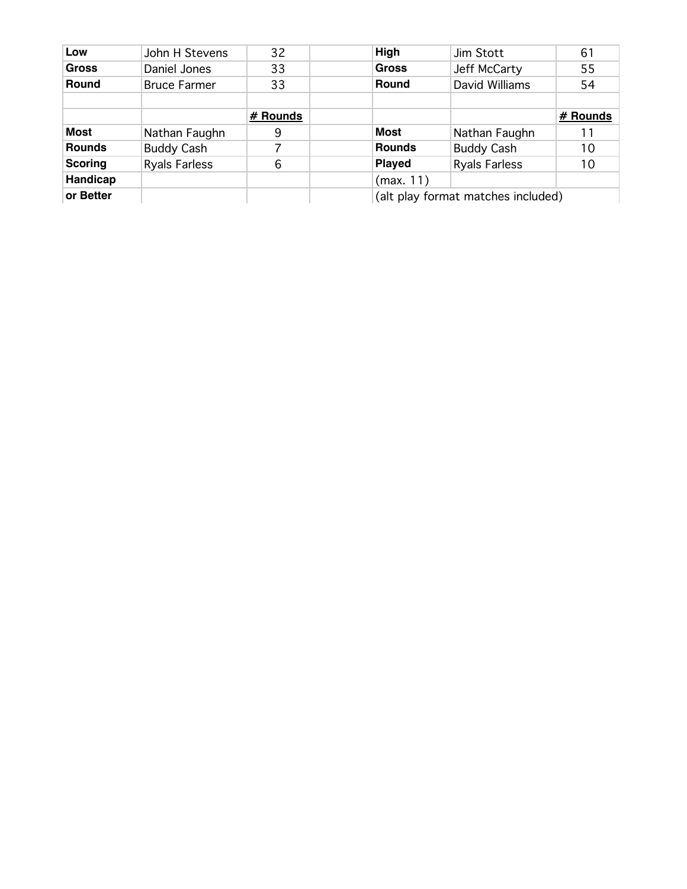| | | | | | | |
|---|---|---|---|---|---|---|
| **Low** | John H Stevens | 32 | | **High** | Jim Stott | 61 |
| **Gross** | Daniel Jones | 33 | | **Gross** | Jeff McCarty | 55 |
| **Round** | Bruce Farmer | 33 | | **Round** | David Williams | 54 |
| | | | | | | |
| | | **# Rounds** | | | | **# Rounds** |
| **Most** | Nathan Faughn | 9 | | **Most** | Nathan Faughn | 11 |
| **Rounds** | Buddy Cash | 7 | | **Rounds** | Buddy Cash | 10 |
| **Scoring** | Ryals Farless | 6 | | **Played** | Ryals Farless | 10 |
| **Handicap** | | | | (max. 11) | | |
| **or Better** | | | | (alt play format matches included) | | |